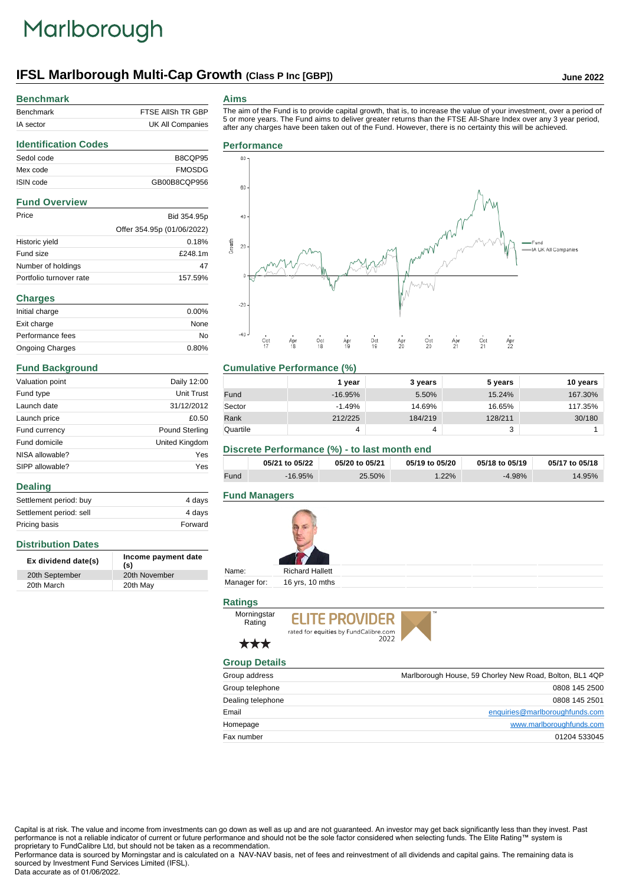Marlborough

# IFSL Marlborough Multi-Cap Growth (Class P Inc [GBP])

June 2022

## Benchmark

| | |
|---|---|
| Benchmark | FTSE AllSh TR GBP |
| IA sector | UK All Companies |

## Identification Codes

| | |
|---|---|
| Sedol code | B8CQP95 |
| Mex code | FMOSDG |
| ISIN code | GB00B8CQP956 |

## Fund Overview

| | |
|---|---|
| Price | Bid 354.95p |
| | Offer 354.95p (01/06/2022) |
| Historic yield | 0.18% |
| Fund size | £248.1m |
| Number of holdings | 47 |
| Portfolio turnover rate | 157.59% |

## Charges

| | |
|---|---|
| Initial charge | 0.00% |
| Exit charge | None |
| Performance fees | No |
| Ongoing Charges | 0.80% |

## Fund Background

| | |
|---|---|
| Valuation point | Daily 12:00 |
| Fund type | Unit Trust |
| Launch date | 31/12/2012 |
| Launch price | £0.50 |
| Fund currency | Pound Sterling |
| Fund domicile | United Kingdom |
| NISA allowable? | Yes |
| SIPP allowable? | Yes |

## Dealing

| | |
|---|---|
| Settlement period: buy | 4 days |
| Settlement period: sell | 4 days |
| Pricing basis | Forward |

## Distribution Dates

| Ex dividend date(s) | Income payment date (s) |
|---|---|
| 20th September | 20th November |
| 20th March | 20th May |

## Aims

The aim of the Fund is to provide capital growth, that is, to increase the value of your investment, over a period of 5 or more years. The Fund aims to deliver greater returns than the FTSE All-Share Index over any 3 year period, after any charges have been taken out of the Fund. However, there is no certainty this will be achieved.

## Performance

## Cumulative Performance (%)

| | 1 year | 3 years | 5 years | 10 years |
|---|---|---|---|---|
| Fund | -16.95% | 5.50% | 15.24% | 167.30% |
| Sector | -1.49% | 14.69% | 16.65% | 117.35% |
| Rank | 212/225 | 184/219 | 128/211 | 30/180 |
| Quartile | 4 | 4 | 3 | 1 |

## Discrete Performance (%) - to last month end

| | 05/21 to 05/22 | 05/20 to 05/21 | 05/19 to 05/20 | 05/18 to 05/19 | 05/17 to 05/18 |
|---|---|---|---|---|---|
| Fund | -16.95% | 25.50% | 1.22% | -4.98% | 14.95% |

## Fund Managers

| | |
|---|---|
| Name: | Richard Hallett |
| Manager for: | 16 yrs, 10 mths |

## Ratings

Morningstar Rating ★★★

ELITE PROVIDER rated for equities by FundCalibre.com 2022

## Group Details

| | |
|---|---|
| Group address | Marlborough House, 59 Chorley New Road, Bolton, BL1 4QP |
| Group telephone | 0808 145 2500 |
| Dealing telephone | 0808 145 2501 |
| Email | enquiries@marlboroughfunds.com |
| Homepage | www.marlboroughfunds.com |
| Fax number | 01204 533045 |

Capital is at risk. The value and income from investments can go down as well as up and are not guaranteed. An investor may get back significantly less than they invest. Past performance is not a reliable indicator of current or future performance and should not be the sole factor considered when selecting funds. The Elite Rating™ system is proprietary to FundCalibre Ltd, but should not be taken as a recommendation.
Performance data is sourced by Morningstar and is calculated on a NAV-NAV basis, net of fees and reinvestment of all dividends and capital gains. The remaining data is sourced by Investment Fund Services Limited (IFSL).
Data accurate as of 01/06/2022.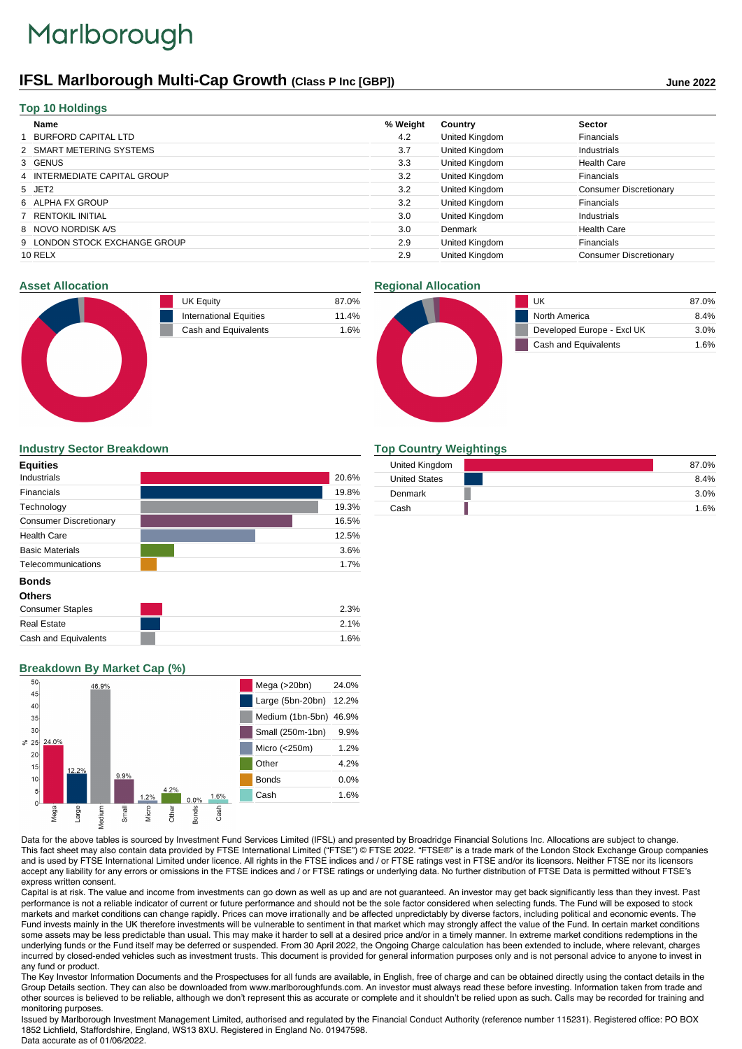# Marlborough

## IFSL Marlborough Multi-Cap Growth (Class P Inc [GBP])

June 2022

### Top 10 Holdings

| | Name | % Weight | Country | Sector |
|---|---|---|---|---|
| 1 | BURFORD CAPITAL LTD | 4.2 | United Kingdom | Financials |
| 2 | SMART METERING SYSTEMS | 3.7 | United Kingdom | Industrials |
| 3 | GENUS | 3.3 | United Kingdom | Health Care |
| 4 | INTERMEDIATE CAPITAL GROUP | 3.2 | United Kingdom | Financials |
| 5 | JET2 | 3.2 | United Kingdom | Consumer Discretionary |
| 6 | ALPHA FX GROUP | 3.2 | United Kingdom | Financials |
| 7 | RENTOKIL INITIAL | 3.0 | United Kingdom | Industrials |
| 8 | NOVO NORDISK A/S | 3.0 | Denmark | Health Care |
| 9 | LONDON STOCK EXCHANGE GROUP | 2.9 | United Kingdom | Financials |
| 10 | RELX | 2.9 | United Kingdom | Consumer Discretionary |

### Asset Allocation

| | |
|---|---|
| UK Equity | 87.0% |
| International Equities | 11.4% |
| Cash and Equivalents | 1.6% |

### Regional Allocation

| | |
|---|---|
| UK | 87.0% |
| North America | 8.4% |
| Developed Europe - Excl UK | 3.0% |
| Cash and Equivalents | 1.6% |

### Industry Sector Breakdown

**Equities**

Industrials 20.6%
Financials 19.8%
Technology 19.3%
Consumer Discretionary 16.5%
Health Care 12.5%
Basic Materials 3.6%
Telecommunications 1.7%

**Bonds**

**Others**

Consumer Staples 2.3%
Real Estate 2.1%
Cash and Equivalents 1.6%

### Top Country Weightings

United Kingdom 87.0%
United States 8.4%
Denmark 3.0%
Cash 1.6%

### Breakdown By Market Cap (%)

%
50
45
40
35
30
25
20
15
10
5
0

Mega 24.0%
Large 12.2%
Medium 46.9%
Small 9.9%
Micro 1.2%
Other 4.2%
Bonds 0.0%
Cash 1.6%

| | |
|---|---|
| Mega (>20bn) | 24.0% |
| Large (5bn-20bn) | 12.2% |
| Medium (1bn-5bn) | 46.9% |
| Small (250m-1bn) | 9.9% |
| Micro (<250m) | 1.2% |
| Other | 4.2% |
| Bonds | 0.0% |
| Cash | 1.6% |

Data for the above tables is sourced by Investment Fund Services Limited (IFSL) and presented by Broadridge Financial Solutions Inc. Allocations are subject to change. This fact sheet may also contain data provided by FTSE International Limited ("FTSE") © FTSE 2022. "FTSE®" is a trade mark of the London Stock Exchange Group companies and is used by FTSE International Limited under licence. All rights in the FTSE indices and / or FTSE ratings vest in FTSE and/or its licensors. Neither FTSE nor its licensors accept any liability for any errors or omissions in the FTSE indices and / or FTSE ratings or underlying data. No further distribution of FTSE Data is permitted without FTSE's express written consent.

Capital is at risk. The value and income from investments can go down as well as up and are not guaranteed. An investor may get back significantly less than they invest. Past performance is not a reliable indicator of current or future performance and should not be the sole factor considered when selecting funds. The Fund will be exposed to stock markets and market conditions can change rapidly. Prices can move irrationally and be affected unpredictably by diverse factors, including political and economic events. The Fund invests mainly in the UK therefore investments will be vulnerable to sentiment in that market which may strongly affect the value of the Fund. In certain market conditions some assets may be less predictable than usual. This may make it harder to sell at a desired price and/or in a timely manner. In extreme market conditions redemptions in the underlying funds or the Fund itself may be deferred or suspended. From 30 April 2022, the Ongoing Charge calculation has been extended to include, where relevant, charges incurred by closed-ended vehicles such as investment trusts. This document is provided for general information purposes only and is not personal advice to anyone to invest in any fund or product.

The Key Investor Information Documents and the Prospectuses for all funds are available, in English, free of charge and can be obtained directly using the contact details in the Group Details section. They can also be downloaded from www.marlboroughfunds.com. An investor must always read these before investing. Information taken from trade and other sources is believed to be reliable, although we don't represent this as accurate or complete and it shouldn't be relied upon as such. Calls may be recorded for training and monitoring purposes.

Issued by Marlborough Investment Management Limited, authorised and regulated by the Financial Conduct Authority (reference number 115231). Registered office: PO BOX 1852 Lichfield, Staffordshire, England, WS13 8XU. Registered in England No. 01947598.

Data accurate as of 01/06/2022.